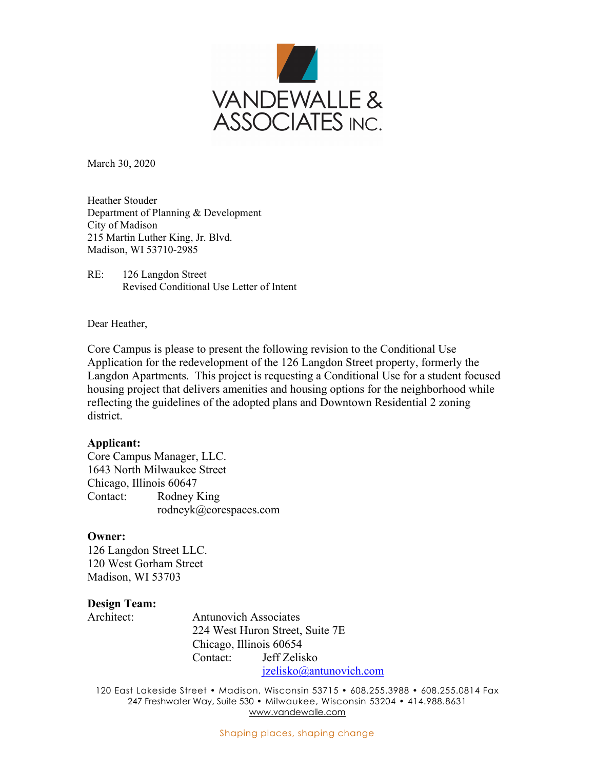VANDEWALLE & ASSOCIATES INC.

March 30, 2020

Heather Stouder
Department of Planning & Development
City of Madison
215 Martin Luther King, Jr. Blvd.
Madison, WI 53710-2985

RE: 126 Langdon Street
Revised Conditional Use Letter of Intent

Dear Heather,

Core Campus is please to present the following revision to the Conditional Use Application for the redevelopment of the 126 Langdon Street property, formerly the Langdon Apartments. This project is requesting a Conditional Use for a student focused housing project that delivers amenities and housing options for the neighborhood while reflecting the guidelines of the adopted plans and Downtown Residential 2 zoning district.

**Applicant:**
Core Campus Manager, LLC.
1643 North Milwaukee Street
Chicago, Illinois 60647
Contact: Rodney King
rodneyk@corespaces.com

**Owner:**
126 Langdon Street LLC.
120 West Gorham Street
Madison, WI 53703

**Design Team:**
Architect: Antunovich Associates
224 West Huron Street, Suite 7E
Chicago, Illinois 60654
Contact: Jeff Zelisko
jzelisko@antunovich.com

120 East Lakeside Street • Madison, Wisconsin 53715 • 608.255.3988 • 608.255.0814 Fax
247 Freshwater Way, Suite 530 • Milwaukee, Wisconsin 53204 • 414.988.8631
www.vandewalle.com

Shaping places, shaping change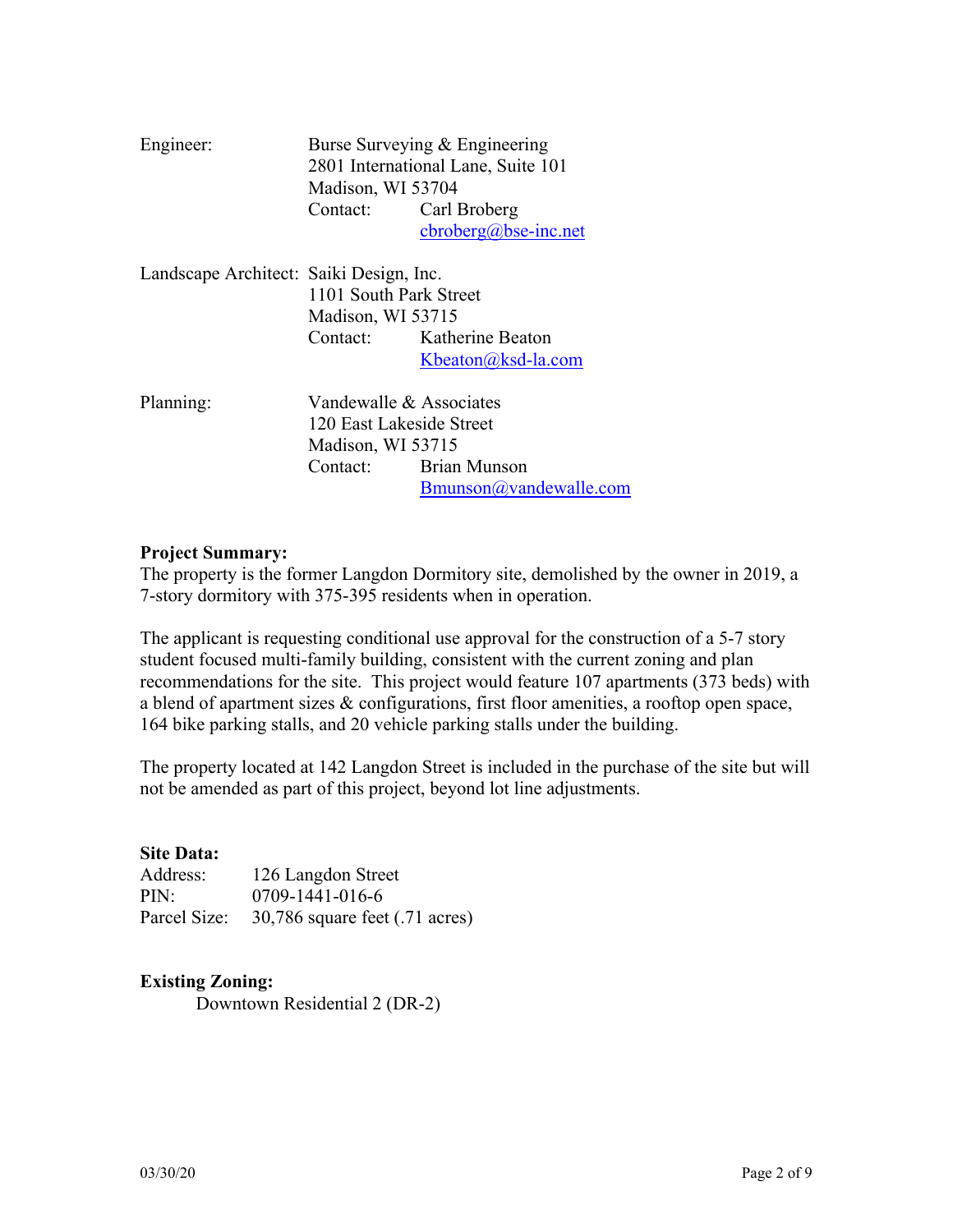Engineer: Burse Surveying & Engineering
2801 International Lane, Suite 101
Madison, WI 53704
Contact: Carl Broberg
cbroberg@bse-inc.net

Landscape Architect: Saiki Design, Inc.
1101 South Park Street
Madison, WI 53715
Contact: Katherine Beaton
Kbeaton@ksd-la.com

Planning: Vandewalle & Associates
120 East Lakeside Street
Madison, WI 53715
Contact: Brian Munson
Bmunson@vandewalle.com

**Project Summary:**
The property is the former Langdon Dormitory site, demolished by the owner in 2019, a 7-story dormitory with 375-395 residents when in operation.

The applicant is requesting conditional use approval for the construction of a 5-7 story student focused multi-family building, consistent with the current zoning and plan recommendations for the site. This project would feature 107 apartments (373 beds) with a blend of apartment sizes & configurations, first floor amenities, a rooftop open space, 164 bike parking stalls, and 20 vehicle parking stalls under the building.

The property located at 142 Langdon Street is included in the purchase of the site but will not be amended as part of this project, beyond lot line adjustments.

**Site Data:**
Address: 126 Langdon Street
PIN: 0709-1441-016-6
Parcel Size: 30,786 square feet (.71 acres)

**Existing Zoning:**
Downtown Residential 2 (DR-2)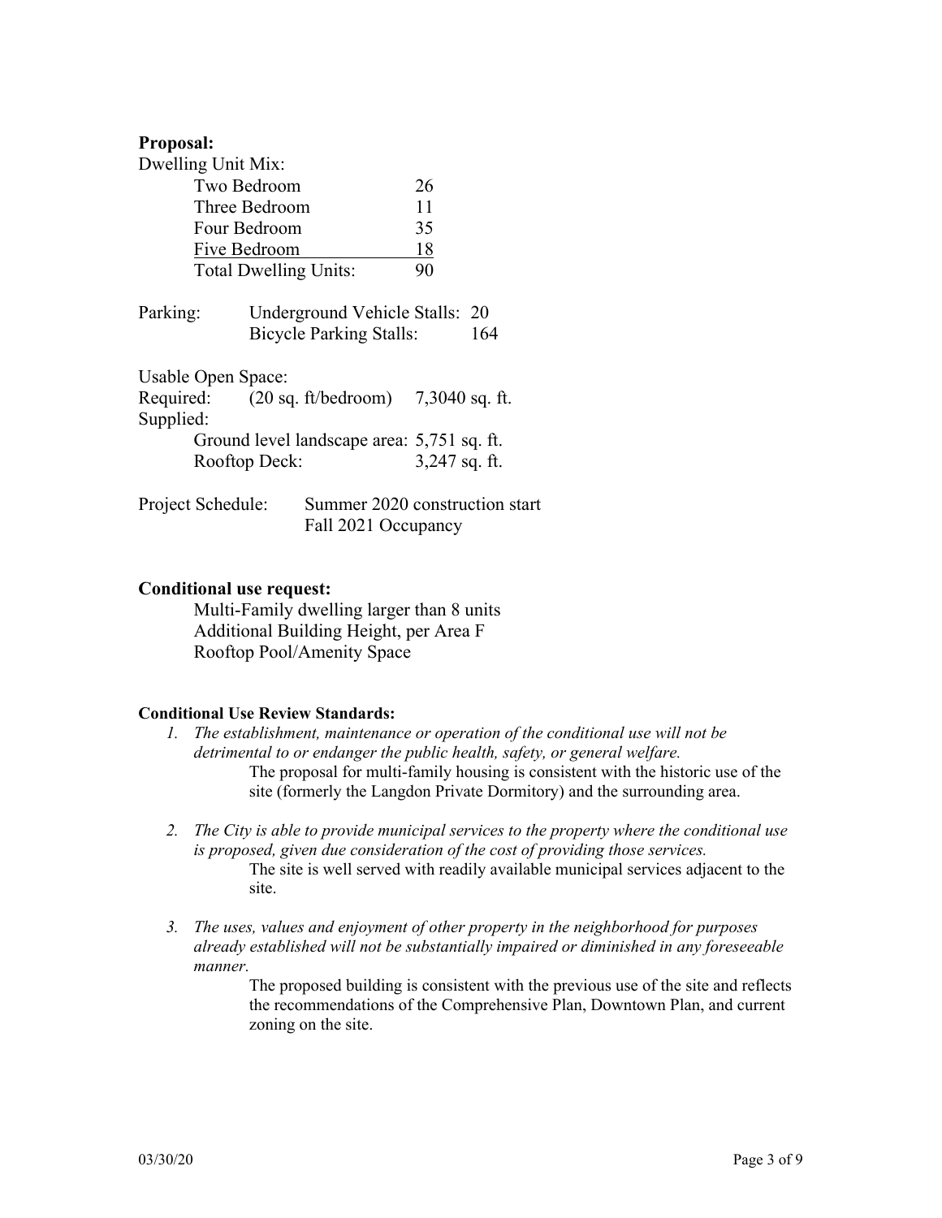**Proposal:**

Dwelling Unit Mix:

| | |
|---|---|
| Two Bedroom | 26 |
| Three Bedroom | 11 |
| Four Bedroom | 35 |
| Five Bedroom | 18 |
| Total Dwelling Units: | 90 |

Parking: Underground Vehicle Stalls: 20
Bicycle Parking Stalls: 164

Usable Open Space:
Required: (20 sq. ft/bedroom) 7,3040 sq. ft.
Supplied:
Ground level landscape area: 5,751 sq. ft.
Rooftop Deck: 3,247 sq. ft.

Project Schedule: Summer 2020 construction start
Fall 2021 Occupancy

**Conditional use request:**

Multi-Family dwelling larger than 8 units
Additional Building Height, per Area F
Rooftop Pool/Amenity Space

**Conditional Use Review Standards:**

1. *The establishment, maintenance or operation of the conditional use will not be detrimental to or endanger the public health, safety, or general welfare.*
   The proposal for multi-family housing is consistent with the historic use of the site (formerly the Langdon Private Dormitory) and the surrounding area.

2. *The City is able to provide municipal services to the property where the conditional use is proposed, given due consideration of the cost of providing those services.*
   The site is well served with readily available municipal services adjacent to the site.

3. *The uses, values and enjoyment of other property in the neighborhood for purposes already established will not be substantially impaired or diminished in any foreseeable manner.*
   The proposed building is consistent with the previous use of the site and reflects the recommendations of the Comprehensive Plan, Downtown Plan, and current zoning on the site.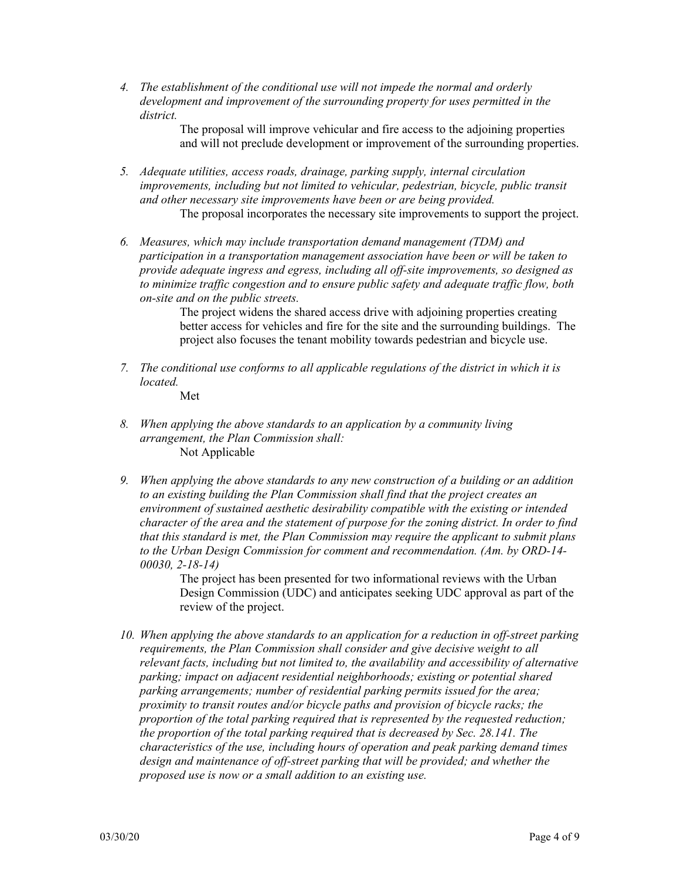4. *The establishment of the conditional use will not impede the normal and orderly development and improvement of the surrounding property for uses permitted in the district.*

   The proposal will improve vehicular and fire access to the adjoining properties and will not preclude development or improvement of the surrounding properties.

5. *Adequate utilities, access roads, drainage, parking supply, internal circulation improvements, including but not limited to vehicular, pedestrian, bicycle, public transit and other necessary site improvements have been or are being provided.*

   The proposal incorporates the necessary site improvements to support the project.

6. *Measures, which may include transportation demand management (TDM) and participation in a transportation management association have been or will be taken to provide adequate ingress and egress, including all off-site improvements, so designed as to minimize traffic congestion and to ensure public safety and adequate traffic flow, both on-site and on the public streets.*

   The project widens the shared access drive with adjoining properties creating better access for vehicles and fire for the site and the surrounding buildings. The project also focuses the tenant mobility towards pedestrian and bicycle use.

7. *The conditional use conforms to all applicable regulations of the district in which it is located.*

   Met

8. *When applying the above standards to an application by a community living arrangement, the Plan Commission shall:*

   Not Applicable

9. *When applying the above standards to any new construction of a building or an addition to an existing building the Plan Commission shall find that the project creates an environment of sustained aesthetic desirability compatible with the existing or intended character of the area and the statement of purpose for the zoning district. In order to find that this standard is met, the Plan Commission may require the applicant to submit plans to the Urban Design Commission for comment and recommendation. (Am. by ORD-14-00030, 2-18-14)*

   The project has been presented for two informational reviews with the Urban Design Commission (UDC) and anticipates seeking UDC approval as part of the review of the project.

10. *When applying the above standards to an application for a reduction in off-street parking requirements, the Plan Commission shall consider and give decisive weight to all relevant facts, including but not limited to, the availability and accessibility of alternative parking; impact on adjacent residential neighborhoods; existing or potential shared parking arrangements; number of residential parking permits issued for the area; proximity to transit routes and/or bicycle paths and provision of bicycle racks; the proportion of the total parking required that is represented by the requested reduction; the proportion of the total parking required that is decreased by Sec. 28.141. The characteristics of the use, including hours of operation and peak parking demand times design and maintenance of off-street parking that will be provided; and whether the proposed use is now or a small addition to an existing use.*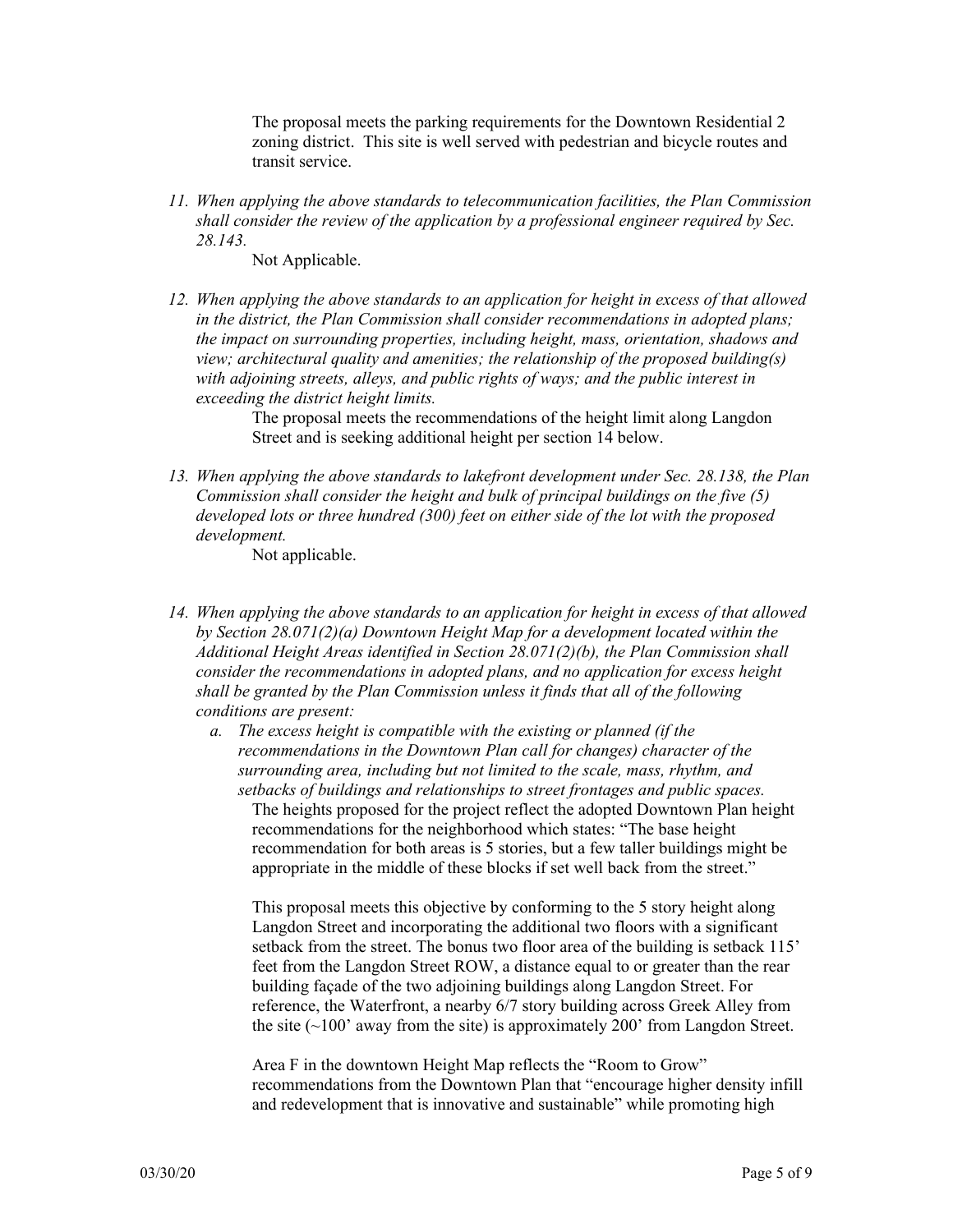The proposal meets the parking requirements for the Downtown Residential 2 zoning district. This site is well served with pedestrian and bicycle routes and transit service.

11. *When applying the above standards to telecommunication facilities, the Plan Commission shall consider the review of the application by a professional engineer required by Sec. 28.143.*

    Not Applicable.

12. *When applying the above standards to an application for height in excess of that allowed in the district, the Plan Commission shall consider recommendations in adopted plans; the impact on surrounding properties, including height, mass, orientation, shadows and view; architectural quality and amenities; the relationship of the proposed building(s) with adjoining streets, alleys, and public rights of ways; and the public interest in exceeding the district height limits.*

    The proposal meets the recommendations of the height limit along Langdon Street and is seeking additional height per section 14 below.

13. *When applying the above standards to lakefront development under Sec. 28.138, the Plan Commission shall consider the height and bulk of principal buildings on the five (5) developed lots or three hundred (300) feet on either side of the lot with the proposed development.*

    Not applicable.

14. *When applying the above standards to an application for height in excess of that allowed by Section 28.071(2)(a) Downtown Height Map for a development located within the Additional Height Areas identified in Section 28.071(2)(b), the Plan Commission shall consider the recommendations in adopted plans, and no application for excess height shall be granted by the Plan Commission unless it finds that all of the following conditions are present:*

    a. *The excess height is compatible with the existing or planned (if the recommendations in the Downtown Plan call for changes) character of the surrounding area, including but not limited to the scale, mass, rhythm, and setbacks of buildings and relationships to street frontages and public spaces.*

       The heights proposed for the project reflect the adopted Downtown Plan height recommendations for the neighborhood which states: "The base height recommendation for both areas is 5 stories, but a few taller buildings might be appropriate in the middle of these blocks if set well back from the street."

       This proposal meets this objective by conforming to the 5 story height along Langdon Street and incorporating the additional two floors with a significant setback from the street. The bonus two floor area of the building is setback 115' feet from the Langdon Street ROW, a distance equal to or greater than the rear building façade of the two adjoining buildings along Langdon Street. For reference, the Waterfront, a nearby 6/7 story building across Greek Alley from the site (~100' away from the site) is approximately 200' from Langdon Street.

       Area F in the downtown Height Map reflects the "Room to Grow" recommendations from the Downtown Plan that "encourage higher density infill and redevelopment that is innovative and sustainable" while promoting high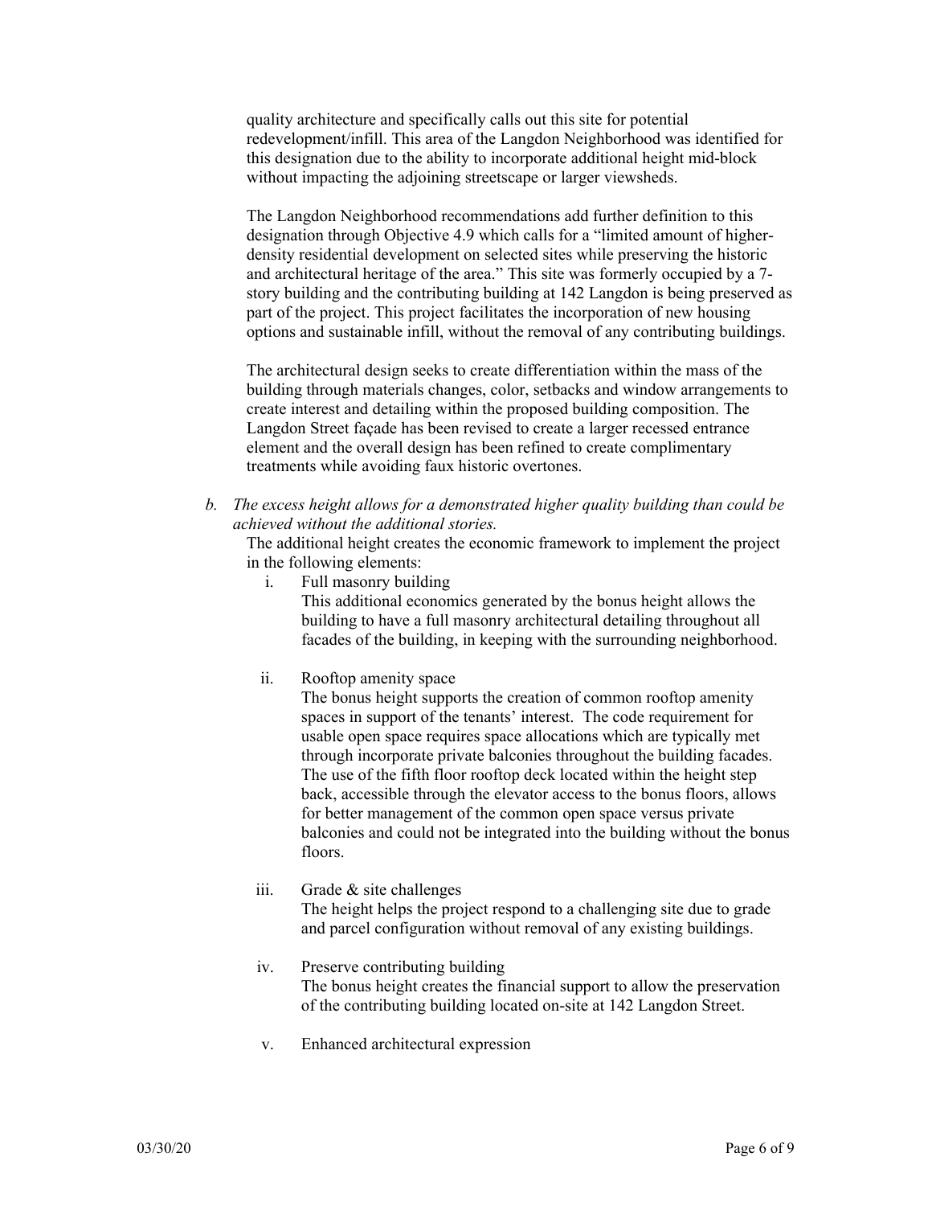quality architecture and specifically calls out this site for potential redevelopment/infill. This area of the Langdon Neighborhood was identified for this designation due to the ability to incorporate additional height mid-block without impacting the adjoining streetscape or larger viewsheds.

The Langdon Neighborhood recommendations add further definition to this designation through Objective 4.9 which calls for a "limited amount of higher-density residential development on selected sites while preserving the historic and architectural heritage of the area." This site was formerly occupied by a 7-story building and the contributing building at 142 Langdon is being preserved as part of the project. This project facilitates the incorporation of new housing options and sustainable infill, without the removal of any contributing buildings.

The architectural design seeks to create differentiation within the mass of the building through materials changes, color, setbacks and window arrangements to create interest and detailing within the proposed building composition. The Langdon Street façade has been revised to create a larger recessed entrance element and the overall design has been refined to create complimentary treatments while avoiding faux historic overtones.

b. *The excess height allows for a demonstrated higher quality building than could be achieved without the additional stories.*

   The additional height creates the economic framework to implement the project in the following elements:

   i. Full masonry building

      This additional economics generated by the bonus height allows the building to have a full masonry architectural detailing throughout all facades of the building, in keeping with the surrounding neighborhood.

   ii. Rooftop amenity space

      The bonus height supports the creation of common rooftop amenity spaces in support of the tenants' interest. The code requirement for usable open space requires space allocations which are typically met through incorporate private balconies throughout the building facades. The use of the fifth floor rooftop deck located within the height step back, accessible through the elevator access to the bonus floors, allows for better management of the common open space versus private balconies and could not be integrated into the building without the bonus floors.

   iii. Grade & site challenges

      The height helps the project respond to a challenging site due to grade and parcel configuration without removal of any existing buildings.

   iv. Preserve contributing building

      The bonus height creates the financial support to allow the preservation of the contributing building located on-site at 142 Langdon Street.

   v. Enhanced architectural expression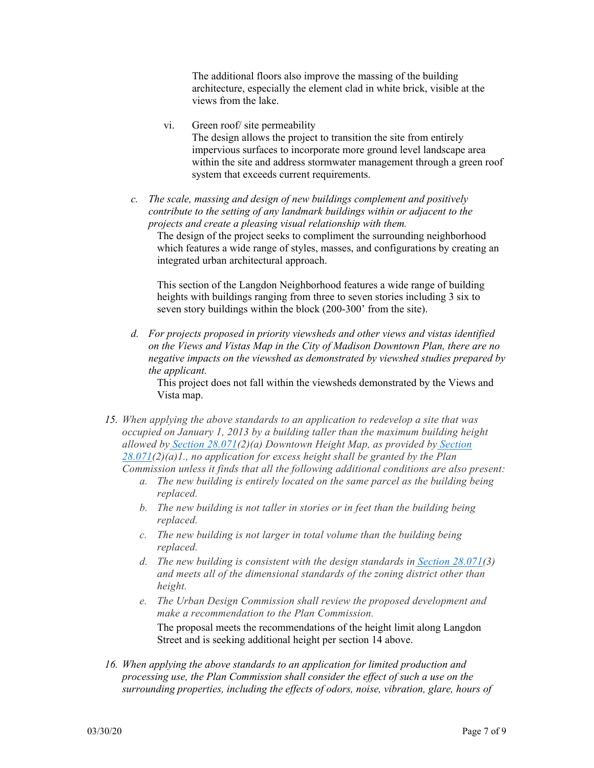The additional floors also improve the massing of the building architecture, especially the element clad in white brick, visible at the views from the lake.

vi. Green roof/ site permeability
The design allows the project to transition the site from entirely impervious surfaces to incorporate more ground level landscape area within the site and address stormwater management through a green roof system that exceeds current requirements.

c. *The scale, massing and design of new buildings complement and positively contribute to the setting of any landmark buildings within or adjacent to the projects and create a pleasing visual relationship with them.*
The design of the project seeks to compliment the surrounding neighborhood which features a wide range of styles, masses, and configurations by creating an integrated urban architectural approach.

This section of the Langdon Neighborhood features a wide range of building heights with buildings ranging from three to seven stories including 3 six to seven story buildings within the block (200-300' from the site).

d. *For projects proposed in priority viewsheds and other views and vistas identified on the Views and Vistas Map in the City of Madison Downtown Plan, there are no negative impacts on the viewshed as demonstrated by viewshed studies prepared by the applicant.*
This project does not fall within the viewsheds demonstrated by the Views and Vista map.

15. *When applying the above standards to an application to redevelop a site that was occupied on January 1, 2013 by a building taller than the maximum building height allowed by Section 28.071(2)(a) Downtown Height Map, as provided by Section 28.071(2)(a)1., no application for excess height shall be granted by the Plan Commission unless it finds that all the following additional conditions are also present:*
    a. *The new building is entirely located on the same parcel as the building being replaced.*
    b. *The new building is not taller in stories or in feet than the building being replaced.*
    c. *The new building is not larger in total volume than the building being replaced.*
    d. *The new building is consistent with the design standards in Section 28.071(3) and meets all of the dimensional standards of the zoning district other than height.*
    e. *The Urban Design Commission shall review the proposed development and make a recommendation to the Plan Commission.*

    The proposal meets the recommendations of the height limit along Langdon Street and is seeking additional height per section 14 above.

16. *When applying the above standards to an application for limited production and processing use, the Plan Commission shall consider the effect of such a use on the surrounding properties, including the effects of odors, noise, vibration, glare, hours of*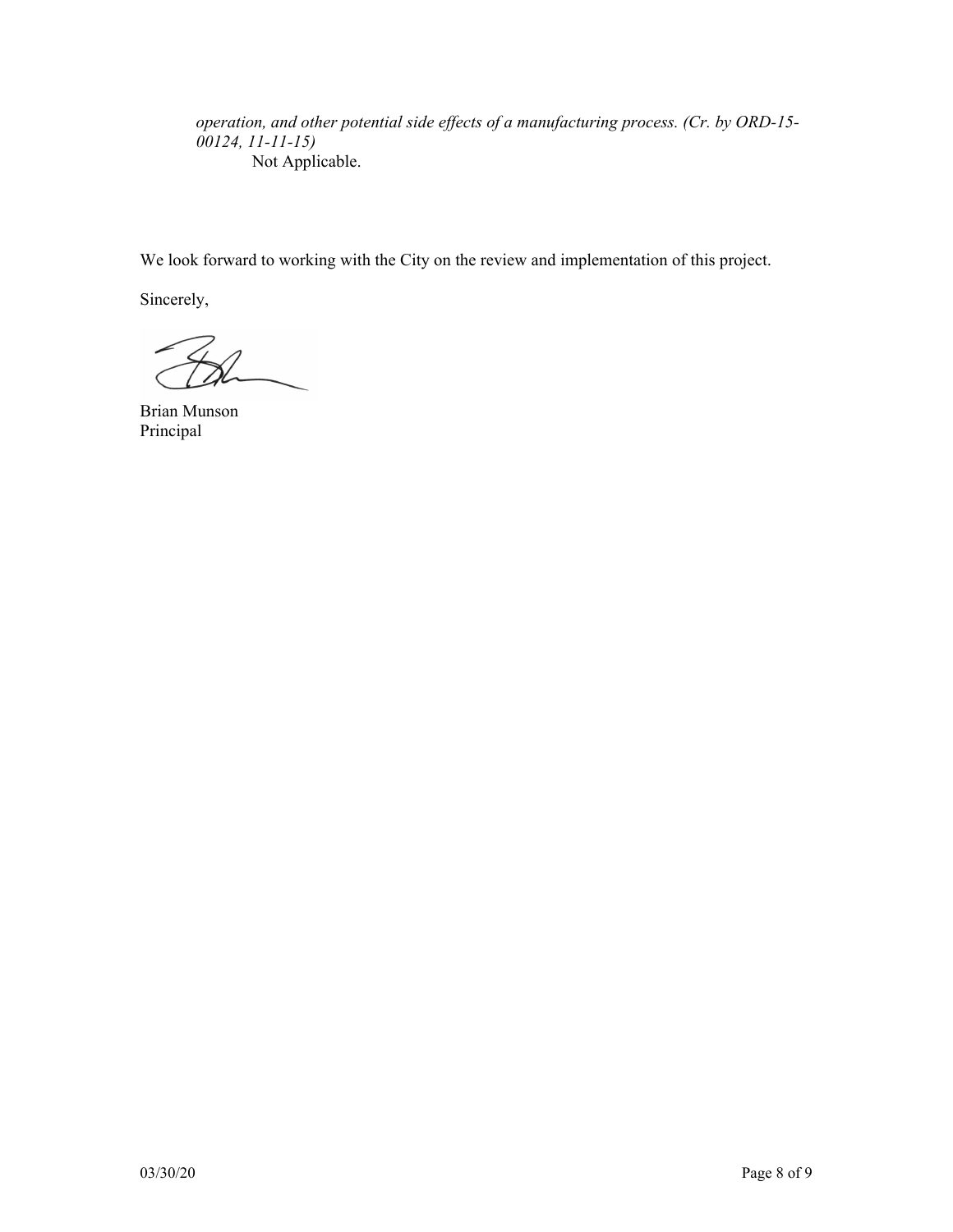*operation, and other potential side effects of a manufacturing process. (Cr. by ORD-15-00124, 11-11-15)*

Not Applicable.

We look forward to working with the City on the review and implementation of this project.

Sincerely,

Brian Munson
Principal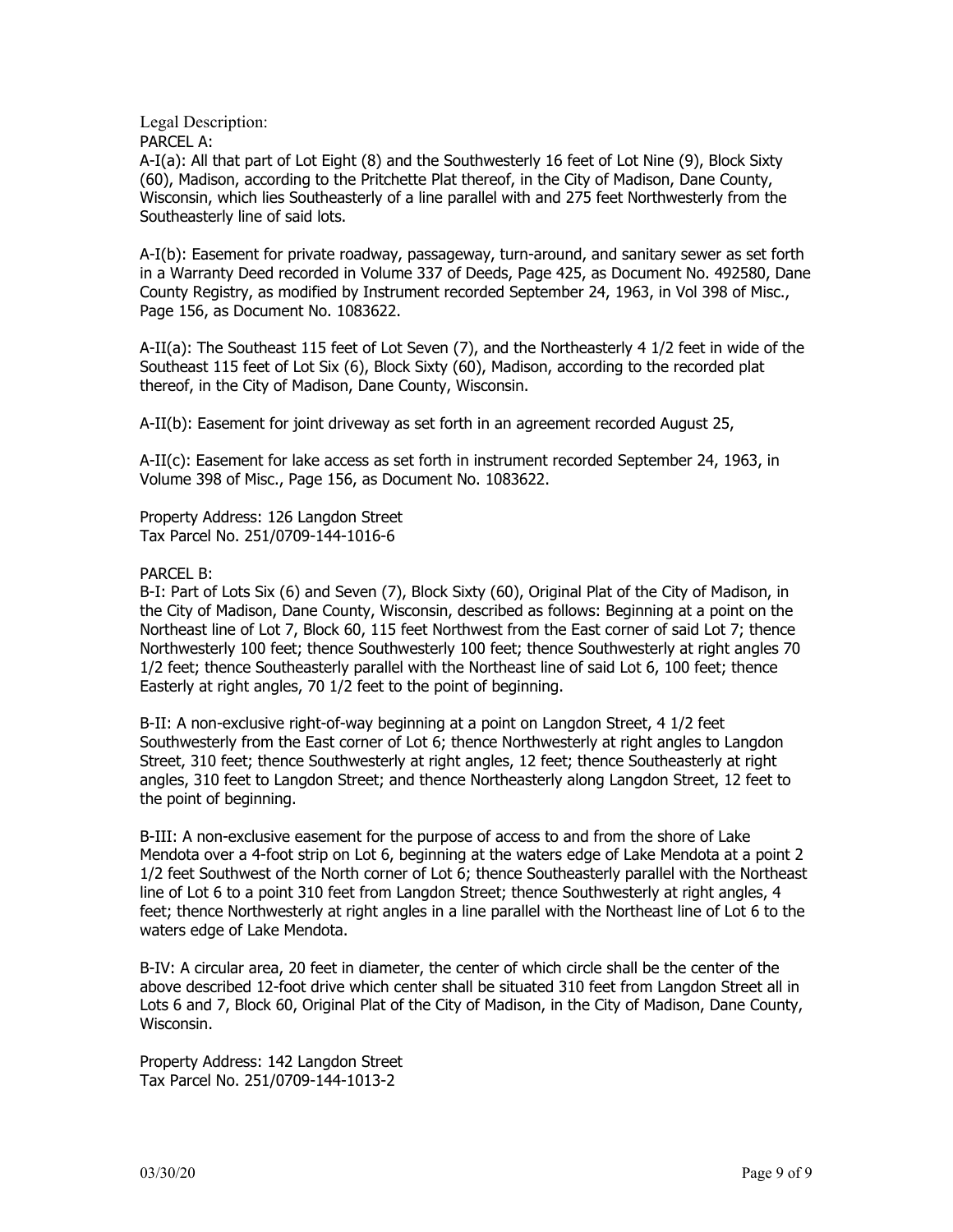Legal Description:

PARCEL A:

A-I(a): All that part of Lot Eight (8) and the Southwesterly 16 feet of Lot Nine (9), Block Sixty (60), Madison, according to the Pritchette Plat thereof, in the City of Madison, Dane County, Wisconsin, which lies Southeasterly of a line parallel with and 275 feet Northwesterly from the Southeasterly line of said lots.

A-I(b): Easement for private roadway, passageway, turn-around, and sanitary sewer as set forth in a Warranty Deed recorded in Volume 337 of Deeds, Page 425, as Document No. 492580, Dane County Registry, as modified by Instrument recorded September 24, 1963, in Vol 398 of Misc., Page 156, as Document No. 1083622.

A-II(a): The Southeast 115 feet of Lot Seven (7), and the Northeasterly 4 1/2 feet in wide of the Southeast 115 feet of Lot Six (6), Block Sixty (60), Madison, according to the recorded plat thereof, in the City of Madison, Dane County, Wisconsin.

A-II(b): Easement for joint driveway as set forth in an agreement recorded August 25,

A-II(c): Easement for lake access as set forth in instrument recorded September 24, 1963, in Volume 398 of Misc., Page 156, as Document No. 1083622.

Property Address: 126 Langdon Street
Tax Parcel No. 251/0709-144-1016-6

PARCEL B:

B-I: Part of Lots Six (6) and Seven (7), Block Sixty (60), Original Plat of the City of Madison, in the City of Madison, Dane County, Wisconsin, described as follows: Beginning at a point on the Northeast line of Lot 7, Block 60, 115 feet Northwest from the East corner of said Lot 7; thence Northwesterly 100 feet; thence Southwesterly 100 feet; thence Southwesterly at right angles 70 1/2 feet; thence Southeasterly parallel with the Northeast line of said Lot 6, 100 feet; thence Easterly at right angles, 70 1/2 feet to the point of beginning.

B-II: A non-exclusive right-of-way beginning at a point on Langdon Street, 4 1/2 feet Southwesterly from the East corner of Lot 6; thence Northwesterly at right angles to Langdon Street, 310 feet; thence Southwesterly at right angles, 12 feet; thence Southeasterly at right angles, 310 feet to Langdon Street; and thence Northeasterly along Langdon Street, 12 feet to the point of beginning.

B-III: A non-exclusive easement for the purpose of access to and from the shore of Lake Mendota over a 4-foot strip on Lot 6, beginning at the waters edge of Lake Mendota at a point 2 1/2 feet Southwest of the North corner of Lot 6; thence Southeasterly parallel with the Northeast line of Lot 6 to a point 310 feet from Langdon Street; thence Southwesterly at right angles, 4 feet; thence Northwesterly at right angles in a line parallel with the Northeast line of Lot 6 to the waters edge of Lake Mendota.

B-IV: A circular area, 20 feet in diameter, the center of which circle shall be the center of the above described 12-foot drive which center shall be situated 310 feet from Langdon Street all in Lots 6 and 7, Block 60, Original Plat of the City of Madison, in the City of Madison, Dane County, Wisconsin.

Property Address: 142 Langdon Street
Tax Parcel No. 251/0709-144-1013-2

03/30/20